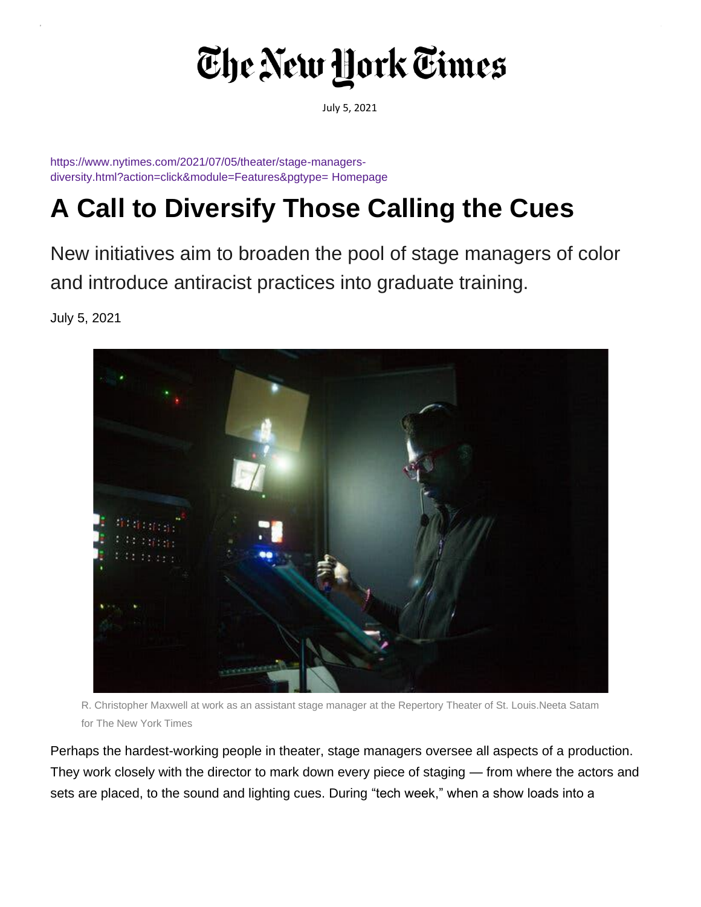July 5, 2021

https://www.nytimes.com/2021/07/05/theater/stage-managers-diversity.html?action=click&module=Features&pgtype= Homepage

# A Call to Diversify Those Calling the Cues

New initiatives aim to broaden the pool of stage managers of color and introduce antiracist practices into graduate training.

July 5, 2021

R. Christopher Maxwell at work as an assistant stage manager at the Repertory Theater of St. Louis.Neeta Satam for The New York Times

Perhaps the hardest-working people in theater, stage managers oversee all aspects of a production. They work closely with the director to mark down every piece of staging — from where the actors and sets are placed, to the sound and lighting cues. During "tech week," when a show loads into a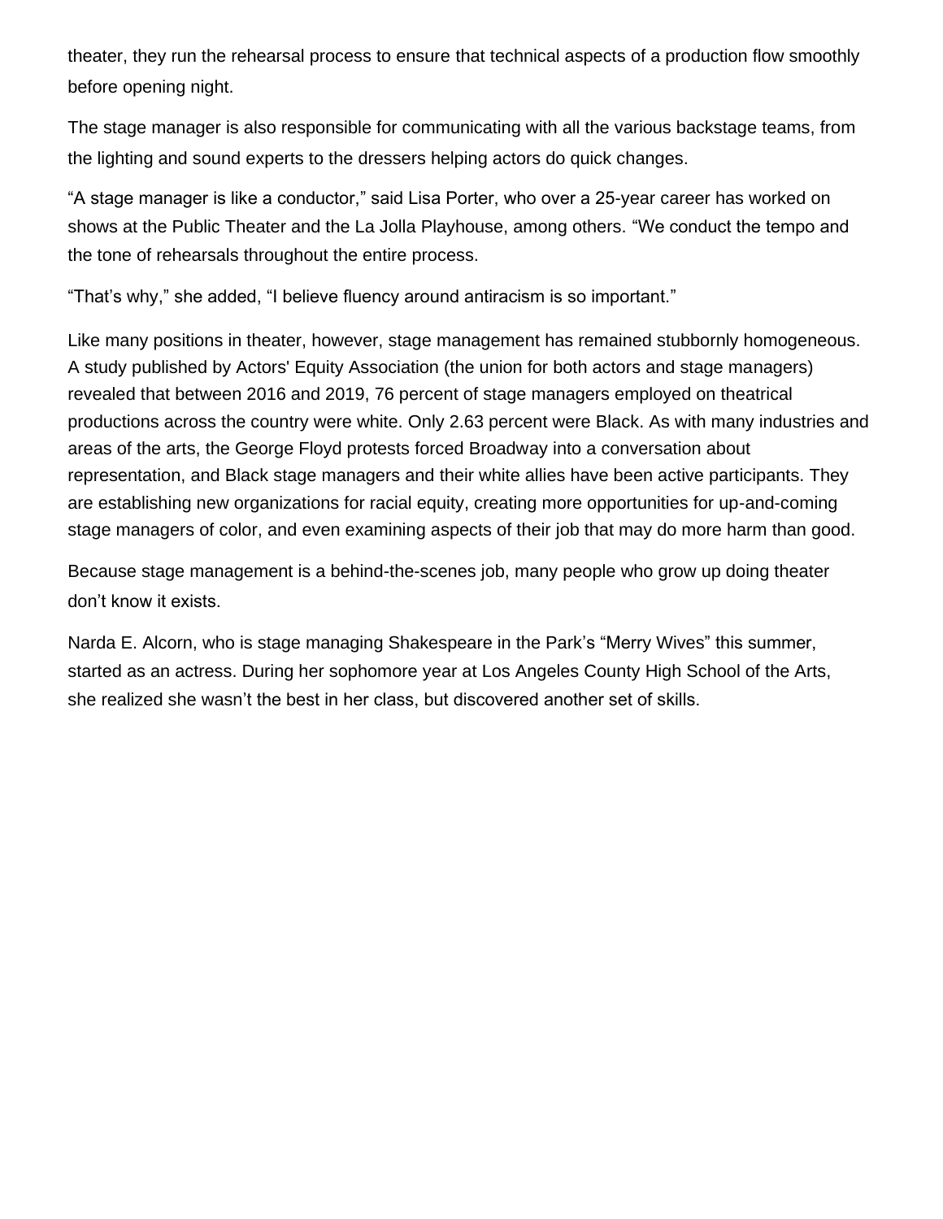theater, they run the rehearsal process to ensure that technical aspects of a production flow smoothly before opening night.

The stage manager is also responsible for communicating with all the various backstage teams, from the lighting and sound experts to the dressers helping actors do quick changes.

“A stage manager is like a conductor,” said Lisa Porter, who over a 25-year career has worked on shows at the Public Theater and the La Jolla Playhouse, among others. “We conduct the tempo and the tone of rehearsals throughout the entire process.

“That’s why,” she added, “I believe fluency around antiracism is so important.”

Like many positions in theater, however, stage management has remained stubbornly homogeneous. A study published by Actors' Equity Association (the union for both actors and stage managers) revealed that between 2016 and 2019, 76 percent of stage managers employed on theatrical productions across the country were white. Only 2.63 percent were Black. As with many industries and areas of the arts, the George Floyd protests forced Broadway into a conversation about representation, and Black stage managers and their white allies have been active participants. They are establishing new organizations for racial equity, creating more opportunities for up-and-coming stage managers of color, and even examining aspects of their job that may do more harm than good.

Because stage management is a behind-the-scenes job, many people who grow up doing theater don’t know it exists.

Narda E. Alcorn, who is stage managing Shakespeare in the Park’s “Merry Wives” this summer, started as an actress. During her sophomore year at Los Angeles County High School of the Arts, she realized she wasn’t the best in her class, but discovered another set of skills.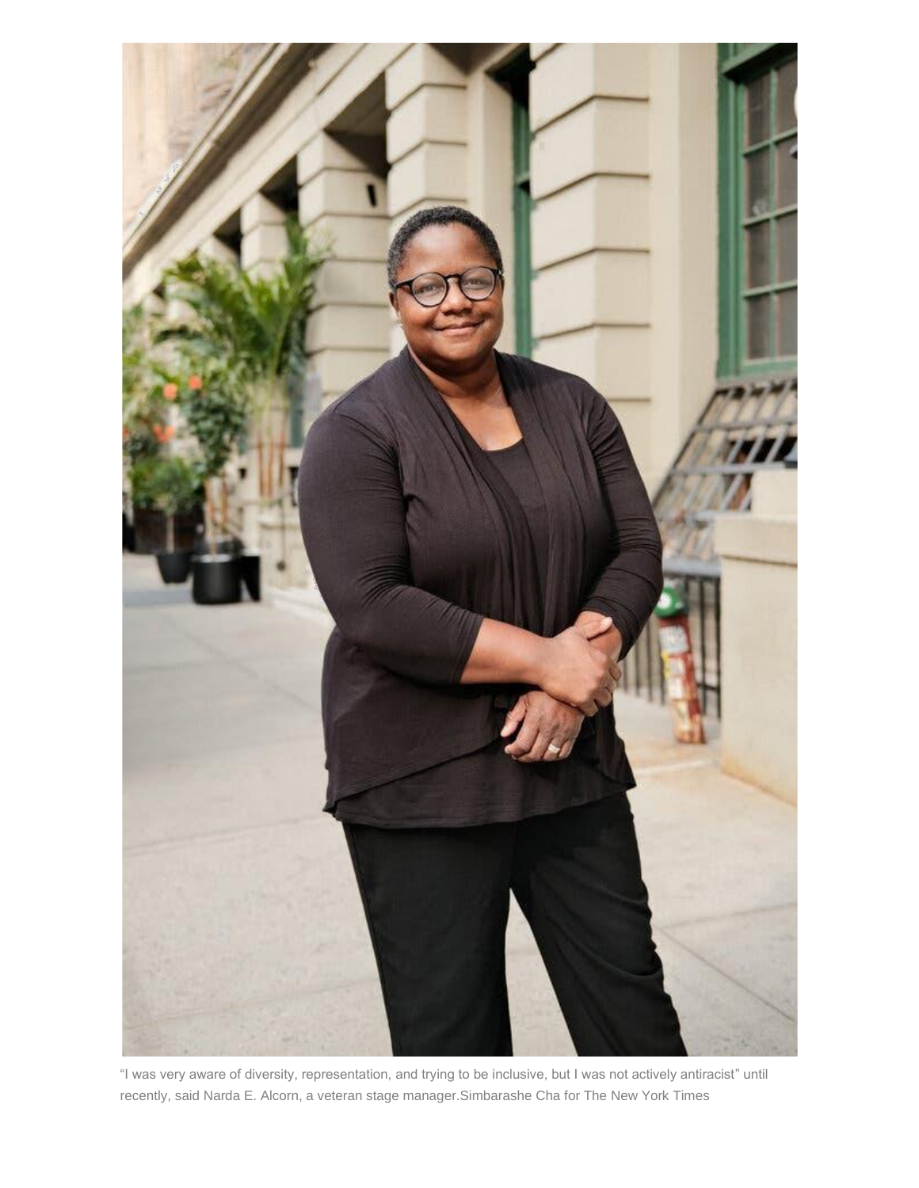"I was very aware of diversity, representation, and trying to be inclusive, but I was not actively antiracist" until recently, said Narda E. Alcorn, a veteran stage manager.Simbarashe Cha for The New York Times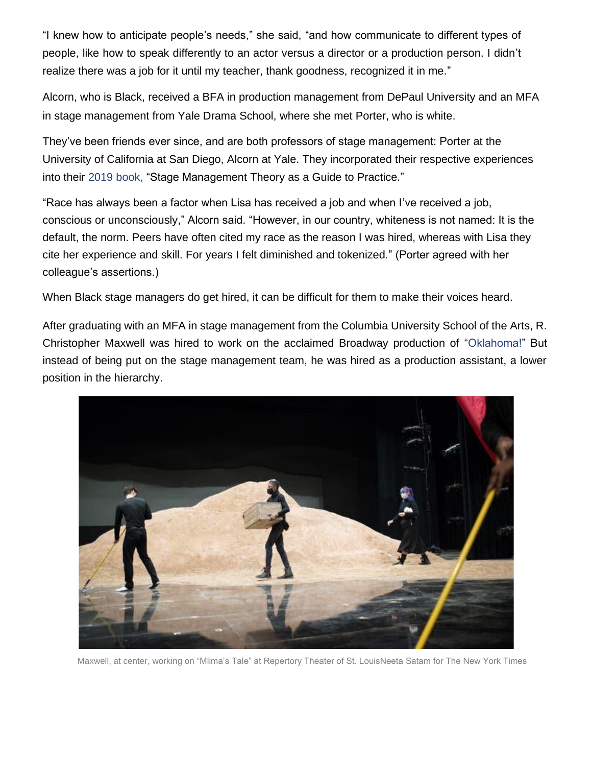"I knew how to anticipate people's needs," she said, "and how communicate to different types of people, like how to speak differently to an actor versus a director or a production person. I didn't realize there was a job for it until my teacher, thank goodness, recognized it in me."

Alcorn, who is Black, received a BFA in production management from DePaul University and an MFA in stage management from Yale Drama School, where she met Porter, who is white.

They've been friends ever since, and are both professors of stage management: Porter at the University of California at San Diego, Alcorn at Yale. They incorporated their respective experiences into their 2019 book, "Stage Management Theory as a Guide to Practice."

"Race has always been a factor when Lisa has received a job and when I've received a job, conscious or unconsciously," Alcorn said. "However, in our country, whiteness is not named: It is the default, the norm. Peers have often cited my race as the reason I was hired, whereas with Lisa they cite her experience and skill. For years I felt diminished and tokenized." (Porter agreed with her colleague's assertions.)

When Black stage managers do get hired, it can be difficult for them to make their voices heard.

After graduating with an MFA in stage management from the Columbia University School of the Arts, R. Christopher Maxwell was hired to work on the acclaimed Broadway production of "Oklahoma!" But instead of being put on the stage management team, he was hired as a production assistant, a lower position in the hierarchy.

Maxwell, at center, working on "Mlima's Tale" at Repertory Theater of St. LouisNeeta Satam for The New York Times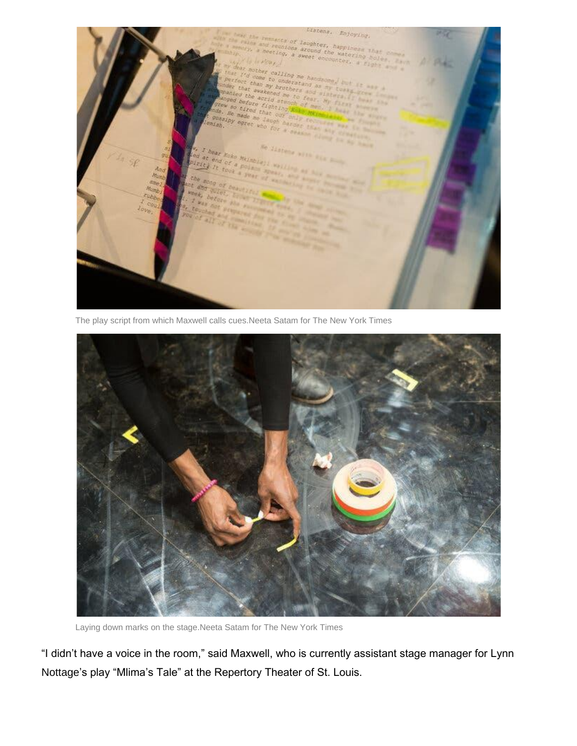The play script from which Maxwell calls cues.Neeta Satam for The New York Times

Laying down marks on the stage.Neeta Satam for The New York Times

"I didn't have a voice in the room," said Maxwell, who is currently assistant stage manager for Lynn Nottage's play "Mlima's Tale" at the Repertory Theater of St. Louis.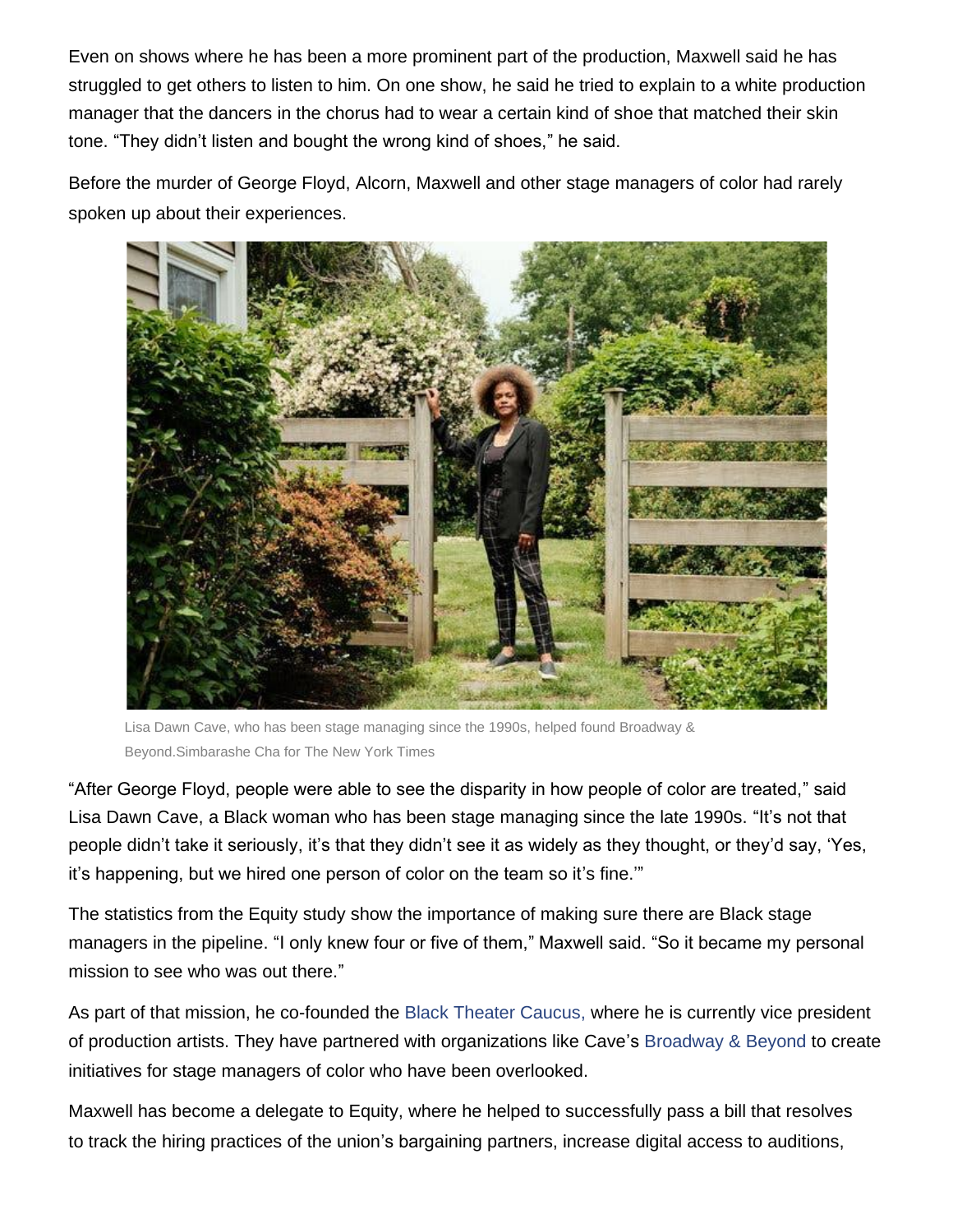Even on shows where he has been a more prominent part of the production, Maxwell said he has struggled to get others to listen to him. On one show, he said he tried to explain to a white production manager that the dancers in the chorus had to wear a certain kind of shoe that matched their skin tone. "They didn't listen and bought the wrong kind of shoes," he said.

Before the murder of George Floyd, Alcorn, Maxwell and other stage managers of color had rarely spoken up about their experiences.

Lisa Dawn Cave, who has been stage managing since the 1990s, helped found Broadway & Beyond.Simbarashe Cha for The New York Times

"After George Floyd, people were able to see the disparity in how people of color are treated," said Lisa Dawn Cave, a Black woman who has been stage managing since the late 1990s. "It's not that people didn't take it seriously, it's that they didn't see it as widely as they thought, or they'd say, 'Yes, it's happening, but we hired one person of color on the team so it's fine.'"

The statistics from the Equity study show the importance of making sure there are Black stage managers in the pipeline. "I only knew four or five of them," Maxwell said. "So it became my personal mission to see who was out there."

As part of that mission, he co-founded the Black Theater Caucus, where he is currently vice president of production artists. They have partnered with organizations like Cave's Broadway & Beyond to create initiatives for stage managers of color who have been overlooked.

Maxwell has become a delegate to Equity, where he helped to successfully pass a bill that resolves to track the hiring practices of the union's bargaining partners, increase digital access to auditions,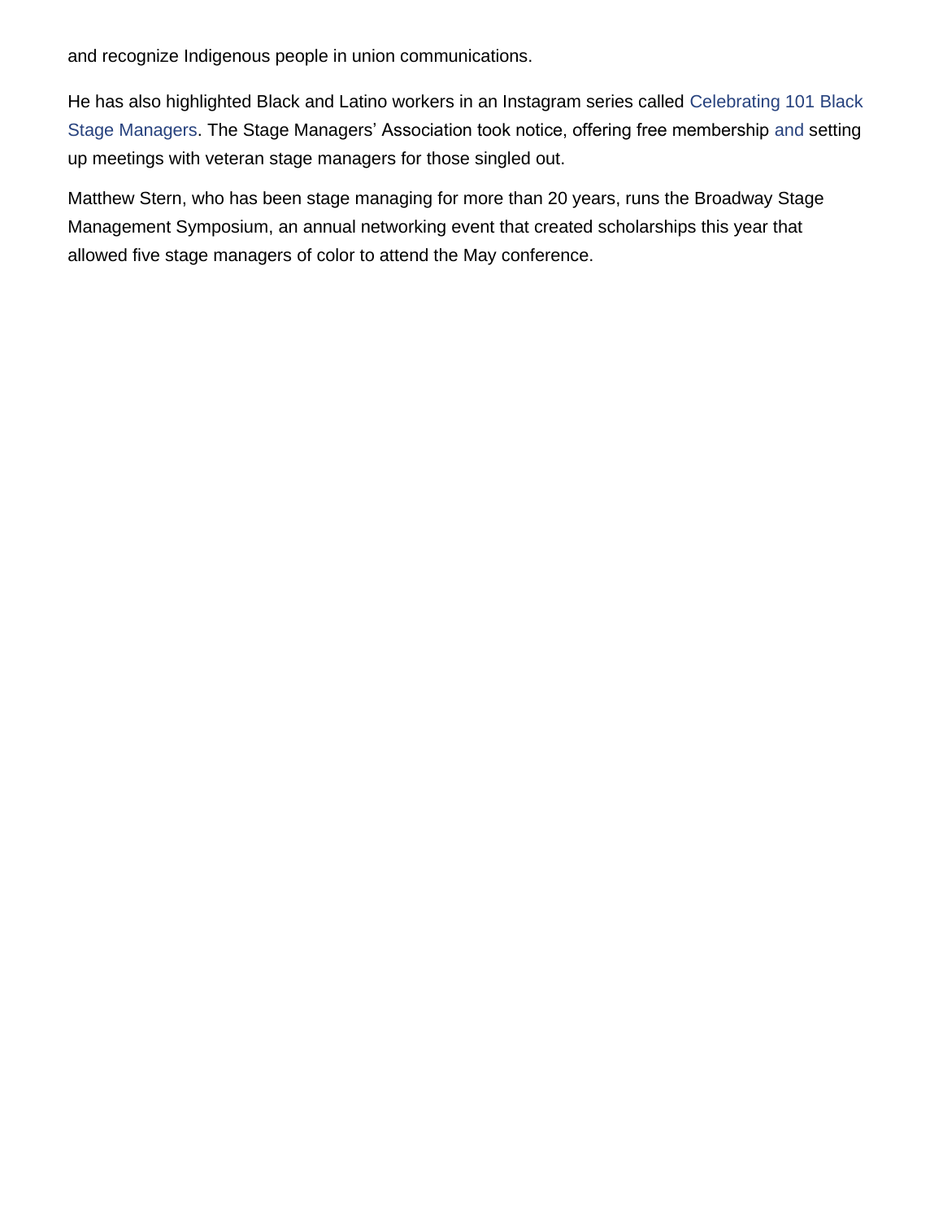and recognize Indigenous people in union communications.

He has also highlighted Black and Latino workers in an Instagram series called Celebrating 101 Black Stage Managers. The Stage Managers' Association took notice, offering free membership and setting up meetings with veteran stage managers for those singled out.

Matthew Stern, who has been stage managing for more than 20 years, runs the Broadway Stage Management Symposium, an annual networking event that created scholarships this year that allowed five stage managers of color to attend the May conference.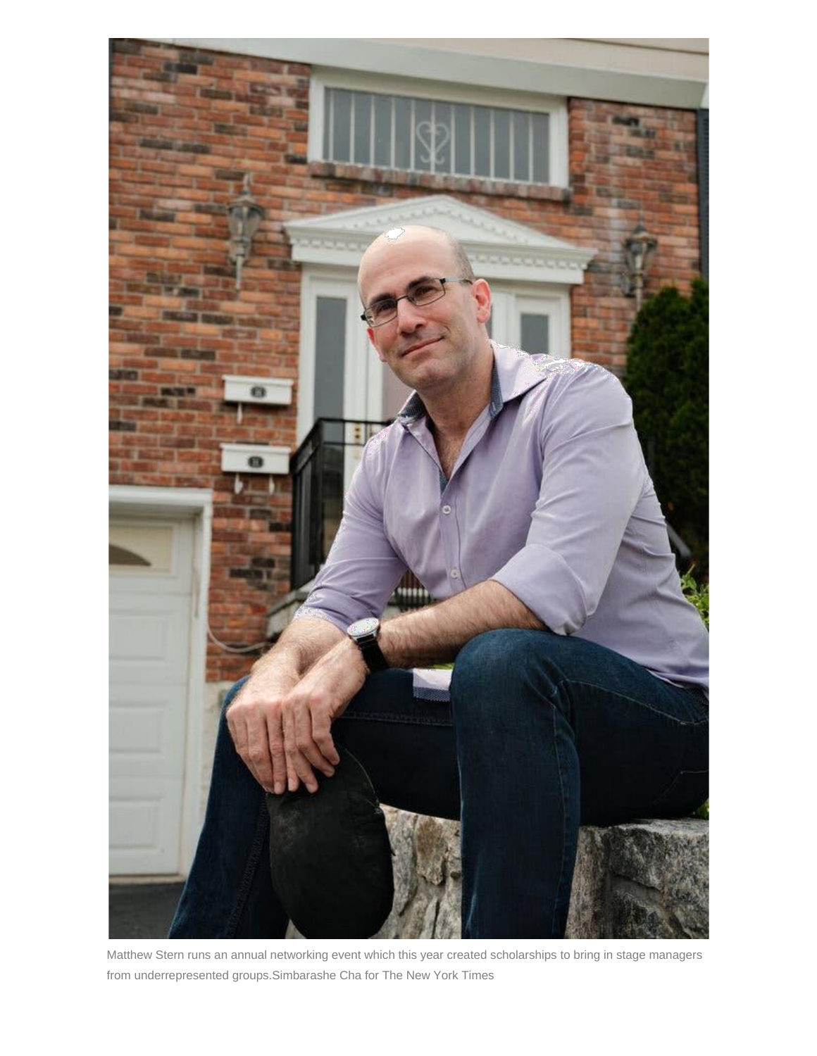Matthew Stern runs an annual networking event which this year created scholarships to bring in stage managers from underrepresented groups.Simbarashe Cha for The New York Times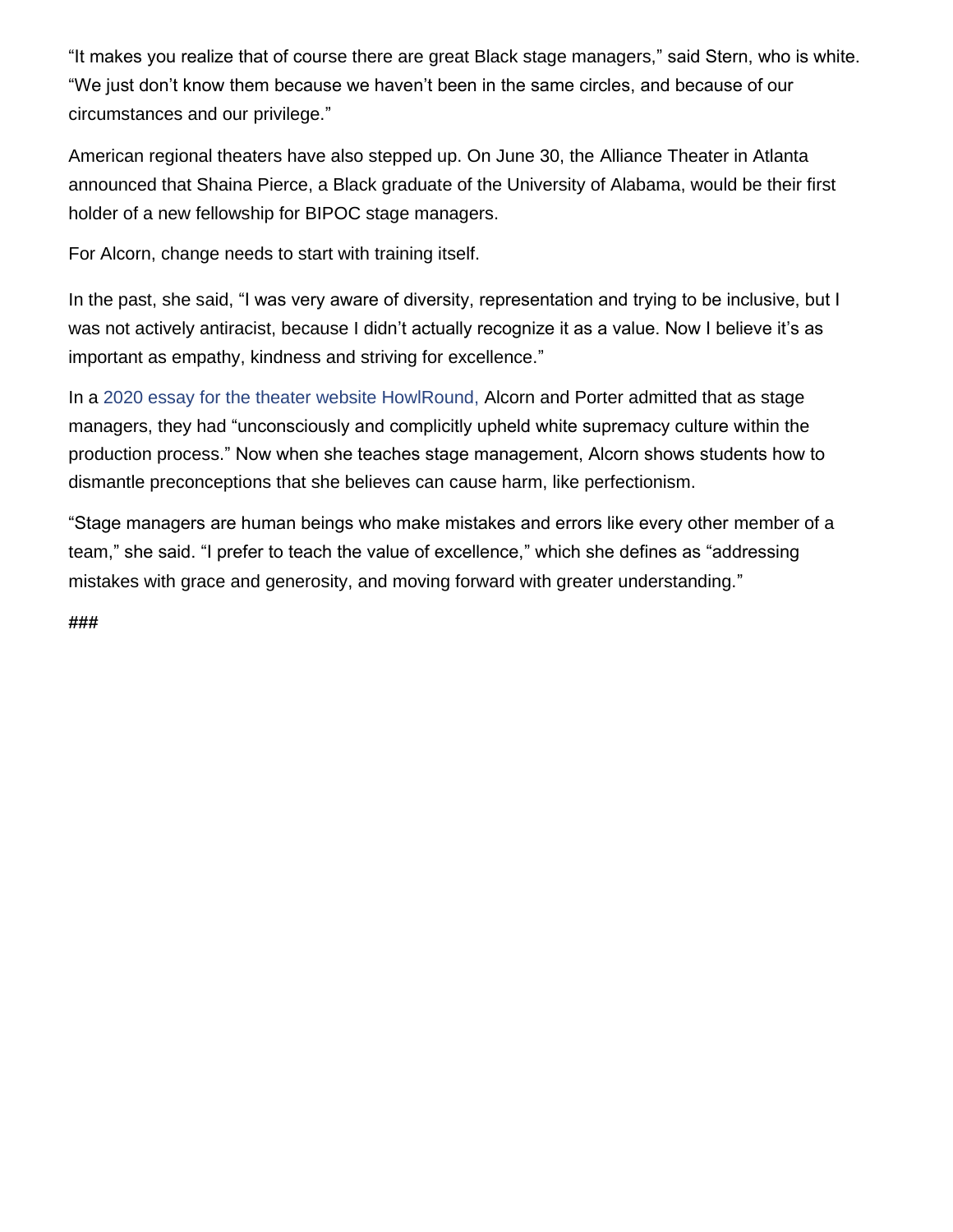"It makes you realize that of course there are great Black stage managers," said Stern, who is white. "We just don't know them because we haven't been in the same circles, and because of our circumstances and our privilege."

American regional theaters have also stepped up. On June 30, the Alliance Theater in Atlanta announced that Shaina Pierce, a Black graduate of the University of Alabama, would be their first holder of a new fellowship for BIPOC stage managers.

For Alcorn, change needs to start with training itself.

In the past, she said, "I was very aware of diversity, representation and trying to be inclusive, but I was not actively antiracist, because I didn't actually recognize it as a value. Now I believe it's as important as empathy, kindness and striving for excellence."

In a 2020 essay for the theater website HowlRound, Alcorn and Porter admitted that as stage managers, they had "unconsciously and complicitly upheld white supremacy culture within the production process." Now when she teaches stage management, Alcorn shows students how to dismantle preconceptions that she believes can cause harm, like perfectionism.

"Stage managers are human beings who make mistakes and errors like every other member of a team," she said. "I prefer to teach the value of excellence," which she defines as "addressing mistakes with grace and generosity, and moving forward with greater understanding."

###